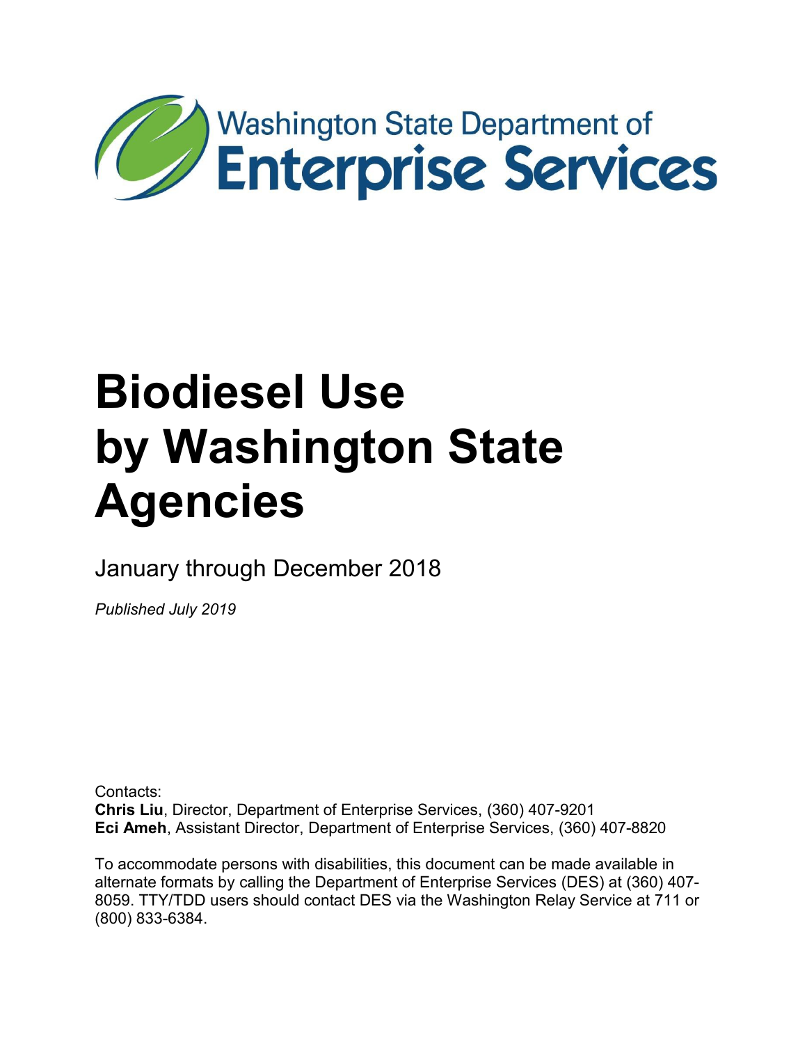Washington State Department of
**Enterprise Services**

# Biodiesel Use by Washington State Agencies

January through December 2018

*Published July 2019*

Contacts:
**Chris Liu**, Director, Department of Enterprise Services, (360) 407-9201
**Eci Ameh**, Assistant Director, Department of Enterprise Services, (360) 407-8820

To accommodate persons with disabilities, this document can be made available in alternate formats by calling the Department of Enterprise Services (DES) at (360) 407-8059. TTY/TDD users should contact DES via the Washington Relay Service at 711 or (800) 833-6384.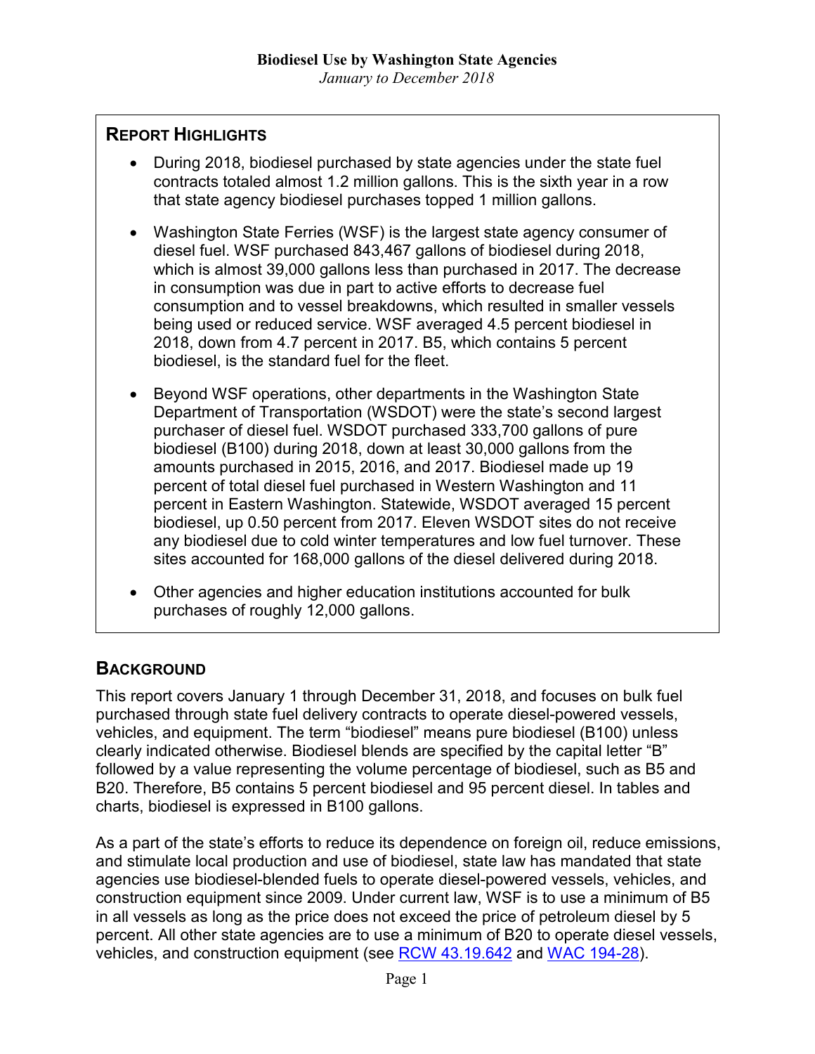# Biodiesel Use by Washington State Agencies

*January to December 2018*

## Report Highlights

- During 2018, biodiesel purchased by state agencies under the state fuel contracts totaled almost 1.2 million gallons. This is the sixth year in a row that state agency biodiesel purchases topped 1 million gallons.
- Washington State Ferries (WSF) is the largest state agency consumer of diesel fuel. WSF purchased 843,467 gallons of biodiesel during 2018, which is almost 39,000 gallons less than purchased in 2017. The decrease in consumption was due in part to active efforts to decrease fuel consumption and to vessel breakdowns, which resulted in smaller vessels being used or reduced service. WSF averaged 4.5 percent biodiesel in 2018, down from 4.7 percent in 2017. B5, which contains 5 percent biodiesel, is the standard fuel for the fleet.
- Beyond WSF operations, other departments in the Washington State Department of Transportation (WSDOT) were the state's second largest purchaser of diesel fuel. WSDOT purchased 333,700 gallons of pure biodiesel (B100) during 2018, down at least 30,000 gallons from the amounts purchased in 2015, 2016, and 2017. Biodiesel made up 19 percent of total diesel fuel purchased in Western Washington and 11 percent in Eastern Washington. Statewide, WSDOT averaged 15 percent biodiesel, up 0.50 percent from 2017. Eleven WSDOT sites do not receive any biodiesel due to cold winter temperatures and low fuel turnover. These sites accounted for 168,000 gallons of the diesel delivered during 2018.
- Other agencies and higher education institutions accounted for bulk purchases of roughly 12,000 gallons.

## Background

This report covers January 1 through December 31, 2018, and focuses on bulk fuel purchased through state fuel delivery contracts to operate diesel-powered vessels, vehicles, and equipment. The term "biodiesel" means pure biodiesel (B100) unless clearly indicated otherwise. Biodiesel blends are specified by the capital letter "B" followed by a value representing the volume percentage of biodiesel, such as B5 and B20. Therefore, B5 contains 5 percent biodiesel and 95 percent diesel. In tables and charts, biodiesel is expressed in B100 gallons.

As a part of the state's efforts to reduce its dependence on foreign oil, reduce emissions, and stimulate local production and use of biodiesel, state law has mandated that state agencies use biodiesel-blended fuels to operate diesel-powered vessels, vehicles, and construction equipment since 2009. Under current law, WSF is to use a minimum of B5 in all vessels as long as the price does not exceed the price of petroleum diesel by 5 percent. All other state agencies are to use a minimum of B20 to operate diesel vessels, vehicles, and construction equipment (see RCW 43.19.642 and WAC 194-28).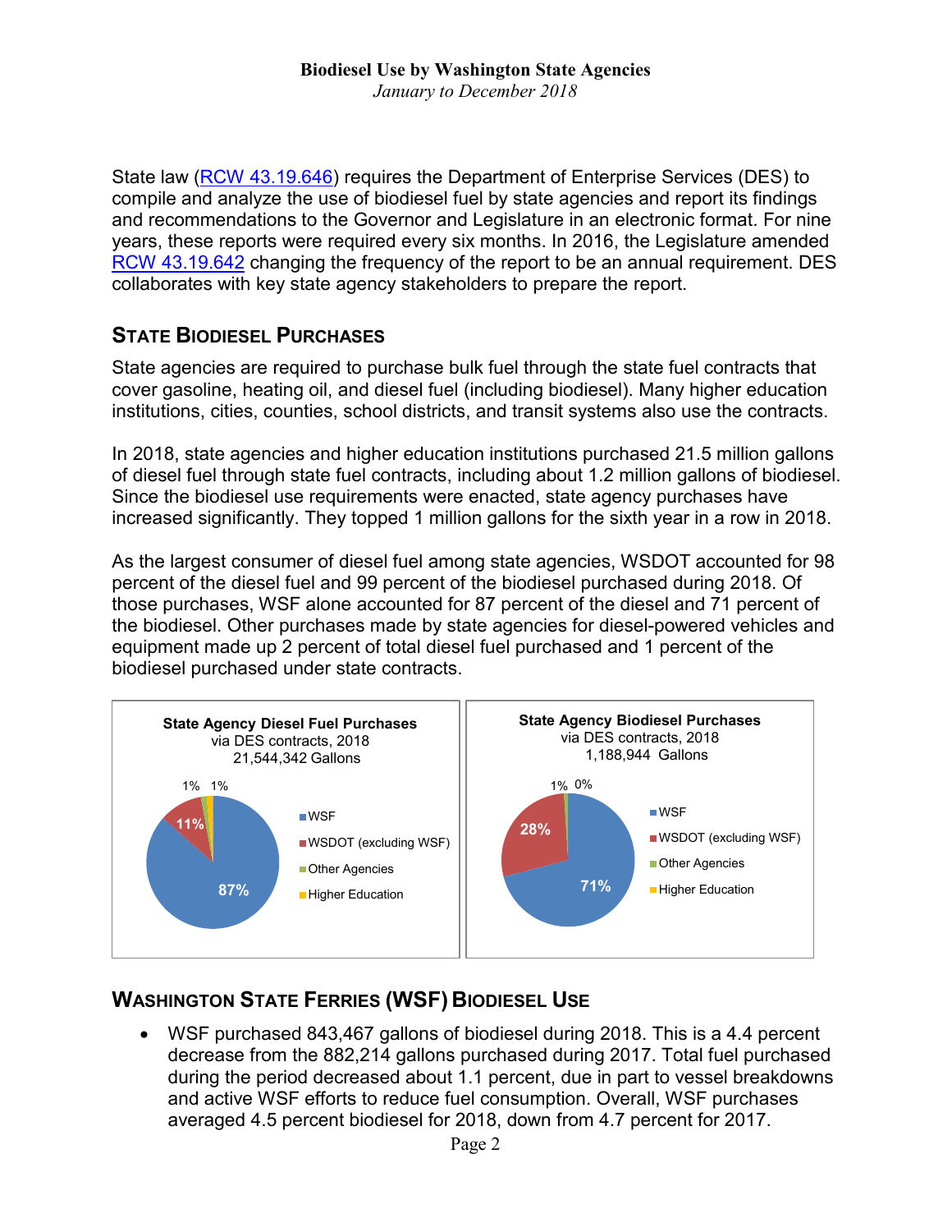**Biodiesel Use by Washington State Agencies**

*January to December 2018*

State law (RCW 43.19.646) requires the Department of Enterprise Services (DES) to compile and analyze the use of biodiesel fuel by state agencies and report its findings and recommendations to the Governor and Legislature in an electronic format. For nine years, these reports were required every six months. In 2016, the Legislature amended RCW 43.19.642 changing the frequency of the report to be an annual requirement. DES collaborates with key state agency stakeholders to prepare the report.

## State Biodiesel Purchases

State agencies are required to purchase bulk fuel through the state fuel contracts that cover gasoline, heating oil, and diesel fuel (including biodiesel). Many higher education institutions, cities, counties, school districts, and transit systems also use the contracts.

In 2018, state agencies and higher education institutions purchased 21.5 million gallons of diesel fuel through state fuel contracts, including about 1.2 million gallons of biodiesel. Since the biodiesel use requirements were enacted, state agency purchases have increased significantly. They topped 1 million gallons for the sixth year in a row in 2018.

As the largest consumer of diesel fuel among state agencies, WSDOT accounted for 98 percent of the diesel fuel and 99 percent of the biodiesel purchased during 2018. Of those purchases, WSF alone accounted for 87 percent of the diesel and 71 percent of the biodiesel. Other purchases made by state agencies for diesel-powered vehicles and equipment made up 2 percent of total diesel fuel purchased and 1 percent of the biodiesel purchased under state contracts.

**State Agency Diesel Fuel Purchases**
via DES contracts, 2018
21,544,342 Gallons

| Category | Share |
|---|---|
| WSF | 87% |
| WSDOT (excluding WSF) | 11% |
| Other Agencies | 1% |
| Higher Education | 1% |

**State Agency Biodiesel Purchases**
via DES contracts, 2018
1,188,944 Gallons

| Category | Share |
|---|---|
| WSF | 71% |
| WSDOT (excluding WSF) | 28% |
| Other Agencies | 1% |
| Higher Education | 0% |

## Washington State Ferries (WSF) Biodiesel Use

- WSF purchased 843,467 gallons of biodiesel during 2018. This is a 4.4 percent decrease from the 882,214 gallons purchased during 2017. Total fuel purchased during the period decreased about 1.1 percent, due in part to vessel breakdowns and active WSF efforts to reduce fuel consumption. Overall, WSF purchases averaged 4.5 percent biodiesel for 2018, down from 4.7 percent for 2017.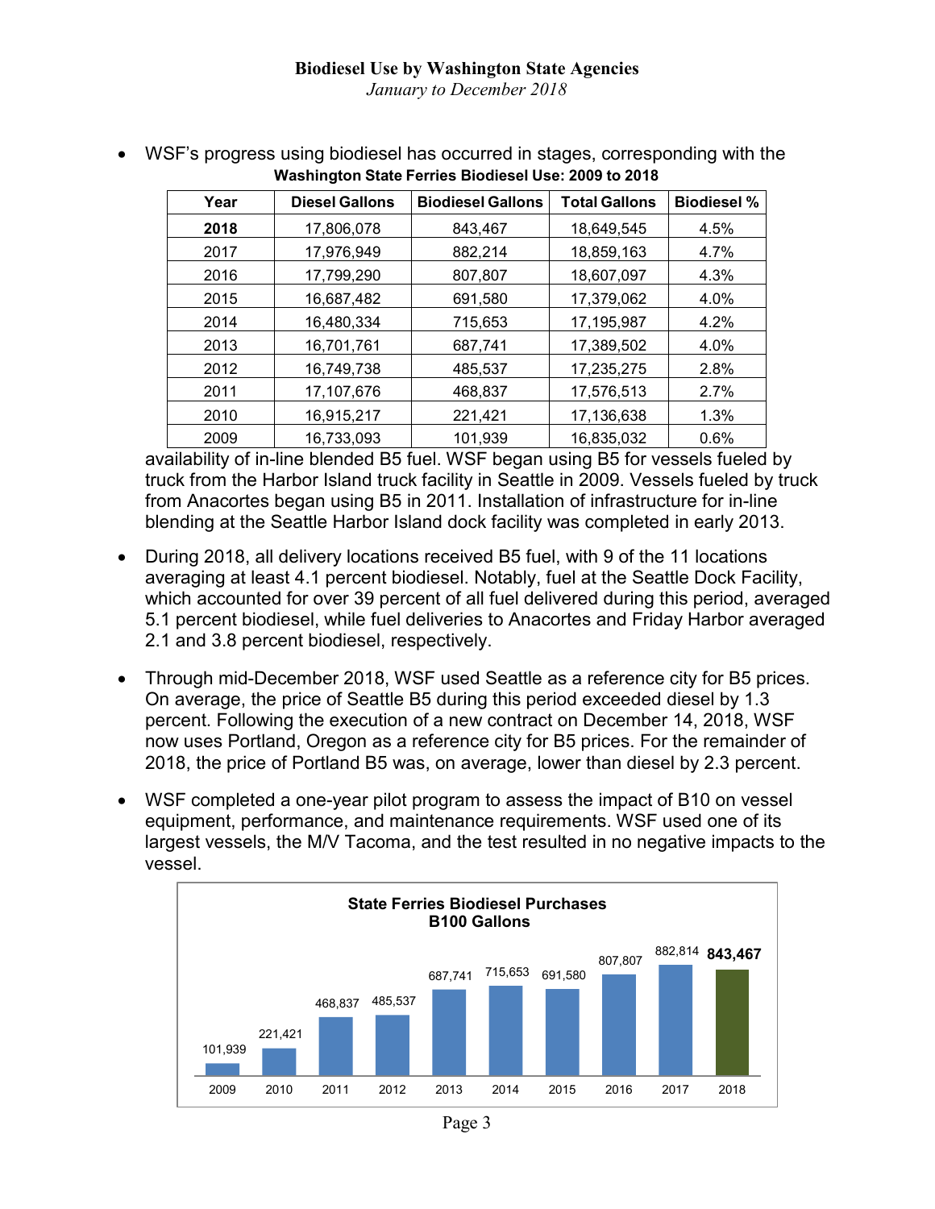- WSF's progress using biodiesel has occurred in stages, corresponding with the availability of in-line blended B5 fuel. WSF began using B5 for vessels fueled by truck from the Harbor Island truck facility in Seattle in 2009. Vessels fueled by truck from Anacortes began using B5 in 2011. Installation of infrastructure for in-line blending at the Seattle Harbor Island dock facility was completed in early 2013.

**Washington State Ferries Biodiesel Use: 2009 to 2018**

| Year | Diesel Gallons | Biodiesel Gallons | Total Gallons | Biodiesel % |
|---|---|---|---|---|
| **2018** | 17,806,078 | 843,467 | 18,649,545 | 4.5% |
| 2017 | 17,976,949 | 882,214 | 18,859,163 | 4.7% |
| 2016 | 17,799,290 | 807,807 | 18,607,097 | 4.3% |
| 2015 | 16,687,482 | 691,580 | 17,379,062 | 4.0% |
| 2014 | 16,480,334 | 715,653 | 17,195,987 | 4.2% |
| 2013 | 16,701,761 | 687,741 | 17,389,502 | 4.0% |
| 2012 | 16,749,738 | 485,537 | 17,235,275 | 2.8% |
| 2011 | 17,107,676 | 468,837 | 17,576,513 | 2.7% |
| 2010 | 16,915,217 | 221,421 | 17,136,638 | 1.3% |
| 2009 | 16,733,093 | 101,939 | 16,835,032 | 0.6% |

- During 2018, all delivery locations received B5 fuel, with 9 of the 11 locations averaging at least 4.1 percent biodiesel. Notably, fuel at the Seattle Dock Facility, which accounted for over 39 percent of all fuel delivered during this period, averaged 5.1 percent biodiesel, while fuel deliveries to Anacortes and Friday Harbor averaged 2.1 and 3.8 percent biodiesel, respectively.

- Through mid-December 2018, WSF used Seattle as a reference city for B5 prices. On average, the price of Seattle B5 during this period exceeded diesel by 1.3 percent. Following the execution of a new contract on December 14, 2018, WSF now uses Portland, Oregon as a reference city for B5 prices. For the remainder of 2018, the price of Portland B5 was, on average, lower than diesel by 2.3 percent.

- WSF completed a one-year pilot program to assess the impact of B10 on vessel equipment, performance, and maintenance requirements. WSF used one of its largest vessels, the M/V Tacoma, and the test resulted in no negative impacts to the vessel.

**State Ferries Biodiesel Purchases**
**B100 Gallons**

| 2009 | 2010 | 2011 | 2012 | 2013 | 2014 | 2015 | 2016 | 2017 | 2018 |
|---|---|---|---|---|---|---|---|---|---|
| 101,939 | 221,421 | 468,837 | 485,537 | 687,741 | 715,653 | 691,580 | 807,807 | 882,814 | **843,467** |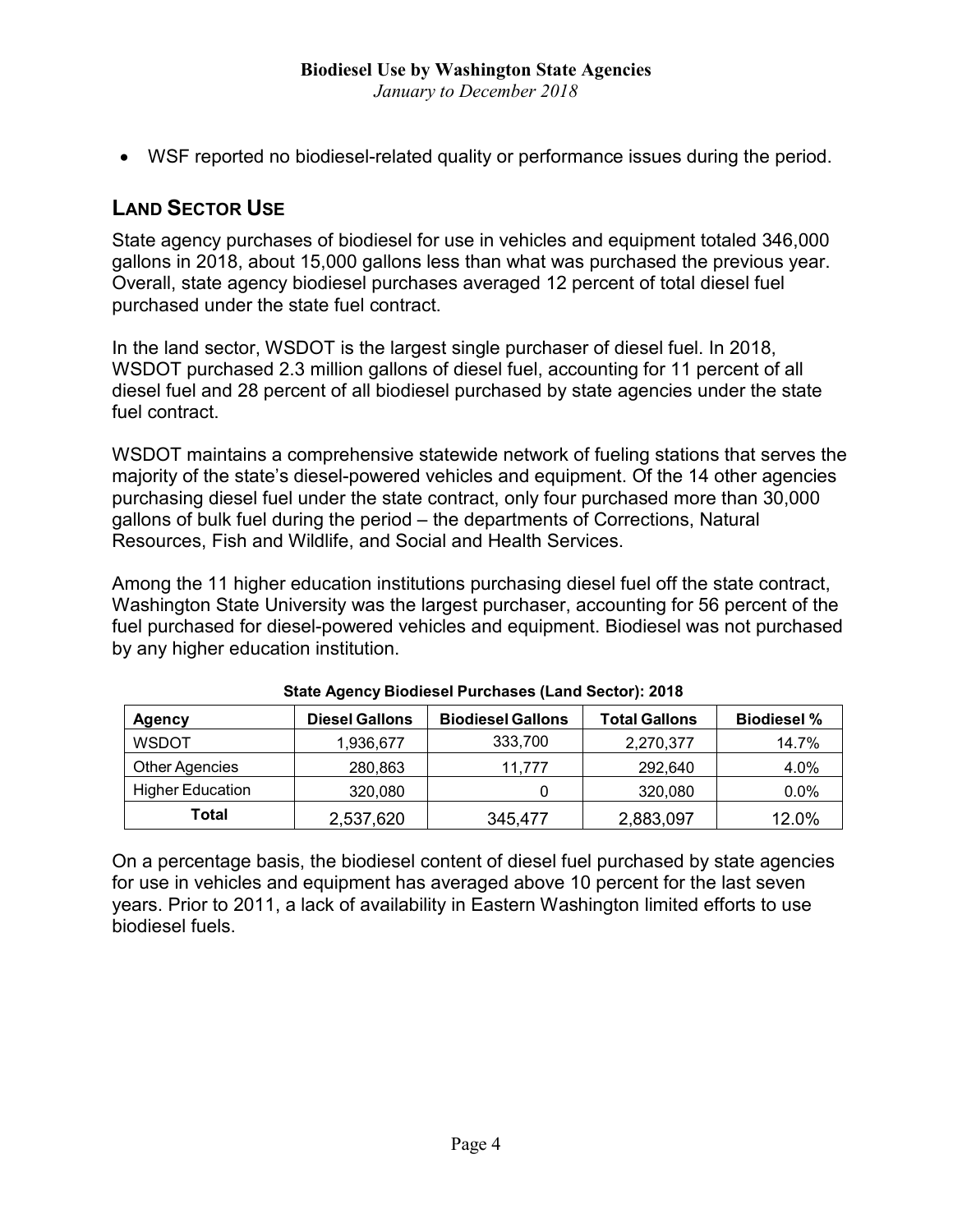- WSF reported no biodiesel-related quality or performance issues during the period.

## LAND SECTOR USE

State agency purchases of biodiesel for use in vehicles and equipment totaled 346,000 gallons in 2018, about 15,000 gallons less than what was purchased the previous year. Overall, state agency biodiesel purchases averaged 12 percent of total diesel fuel purchased under the state fuel contract.

In the land sector, WSDOT is the largest single purchaser of diesel fuel. In 2018, WSDOT purchased 2.3 million gallons of diesel fuel, accounting for 11 percent of all diesel fuel and 28 percent of all biodiesel purchased by state agencies under the state fuel contract.

WSDOT maintains a comprehensive statewide network of fueling stations that serves the majority of the state's diesel-powered vehicles and equipment. Of the 14 other agencies purchasing diesel fuel under the state contract, only four purchased more than 30,000 gallons of bulk fuel during the period – the departments of Corrections, Natural Resources, Fish and Wildlife, and Social and Health Services.

Among the 11 higher education institutions purchasing diesel fuel off the state contract, Washington State University was the largest purchaser, accounting for 56 percent of the fuel purchased for diesel-powered vehicles and equipment. Biodiesel was not purchased by any higher education institution.

**State Agency Biodiesel Purchases (Land Sector): 2018**

| Agency | Diesel Gallons | Biodiesel Gallons | Total Gallons | Biodiesel % |
|---|---|---|---|---|
| WSDOT | 1,936,677 | 333,700 | 2,270,377 | 14.7% |
| Other Agencies | 280,863 | 11,777 | 292,640 | 4.0% |
| Higher Education | 320,080 | 0 | 320,080 | 0.0% |
| **Total** | 2,537,620 | 345,477 | 2,883,097 | 12.0% |

On a percentage basis, the biodiesel content of diesel fuel purchased by state agencies for use in vehicles and equipment has averaged above 10 percent for the last seven years. Prior to 2011, a lack of availability in Eastern Washington limited efforts to use biodiesel fuels.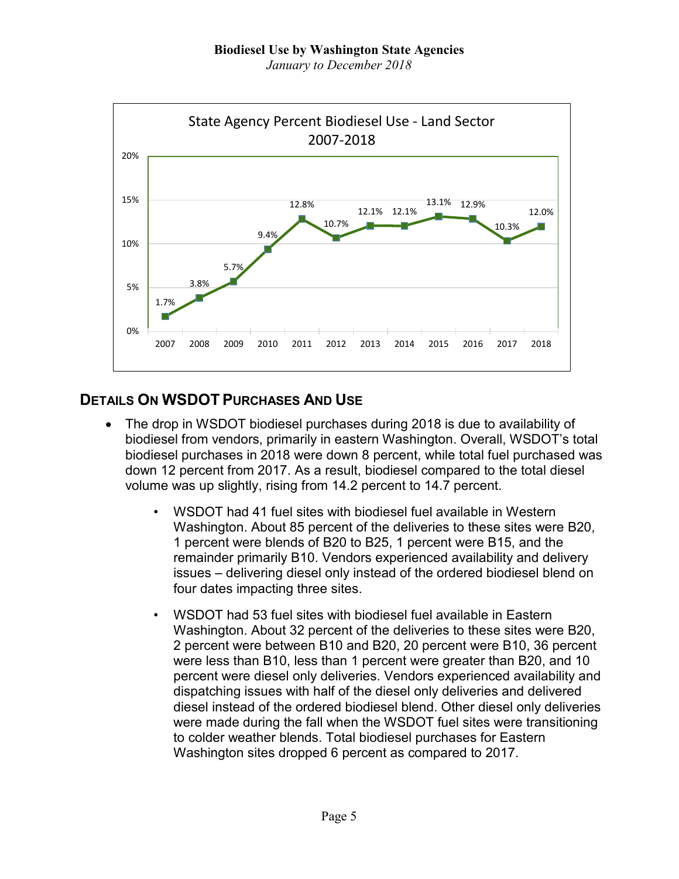**State Agency Percent Biodiesel Use - Land Sector 2007-2018**

| Year | 2007 | 2008 | 2009 | 2010 | 2011 | 2012 | 2013 | 2014 | 2015 | 2016 | 2017 | 2018 |
|---|---|---|---|---|---|---|---|---|---|---|---|---|
| Percent | 1.7% | 3.8% | 5.7% | 9.4% | 12.8% | 10.7% | 12.1% | 12.1% | 13.1% | 12.9% | 10.3% | 12.0% |

## Details On WSDOT Purchases And Use

- The drop in WSDOT biodiesel purchases during 2018 is due to availability of biodiesel from vendors, primarily in eastern Washington. Overall, WSDOT's total biodiesel purchases in 2018 were down 8 percent, while total fuel purchased was down 12 percent from 2017. As a result, biodiesel compared to the total diesel volume was up slightly, rising from 14.2 percent to 14.7 percent.
  - WSDOT had 41 fuel sites with biodiesel fuel available in Western Washington. About 85 percent of the deliveries to these sites were B20, 1 percent were blends of B20 to B25, 1 percent were B15, and the remainder primarily B10. Vendors experienced availability and delivery issues – delivering diesel only instead of the ordered biodiesel blend on four dates impacting three sites.
  - WSDOT had 53 fuel sites with biodiesel fuel available in Eastern Washington. About 32 percent of the deliveries to these sites were B20, 2 percent were between B10 and B20, 20 percent were B10, 36 percent were less than B10, less than 1 percent were greater than B20, and 10 percent were diesel only deliveries. Vendors experienced availability and dispatching issues with half of the diesel only deliveries and delivered diesel instead of the ordered biodiesel blend. Other diesel only deliveries were made during the fall when the WSDOT fuel sites were transitioning to colder weather blends. Total biodiesel purchases for Eastern Washington sites dropped 6 percent as compared to 2017.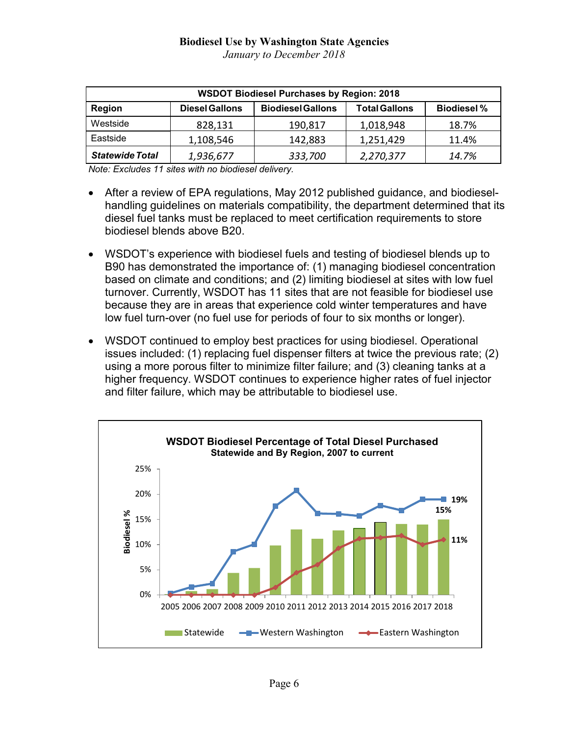**Biodiesel Use by Washington State Agencies**

*January to December 2018*

| WSDOT Biodiesel Purchases by Region: 2018 | | | | |
|---|---|---|---|---|
| **Region** | **Diesel Gallons** | **Biodiesel Gallons** | **Total Gallons** | **Biodiesel %** |
| Westside | 828,131 | 190,817 | 1,018,948 | 18.7% |
| Eastside | 1,108,546 | 142,883 | 1,251,429 | 11.4% |
| ***Statewide Total*** | *1,936,677* | *333,700* | *2,270,377* | *14.7%* |

*Note: Excludes 11 sites with no biodiesel delivery.*

- After a review of EPA regulations, May 2012 published guidance, and biodiesel-handling guidelines on materials compatibility, the department determined that its diesel fuel tanks must be replaced to meet certification requirements to store biodiesel blends above B20.

- WSDOT's experience with biodiesel fuels and testing of biodiesel blends up to B90 has demonstrated the importance of: (1) managing biodiesel concentration based on climate and conditions; and (2) limiting biodiesel at sites with low fuel turnover. Currently, WSDOT has 11 sites that are not feasible for biodiesel use because they are in areas that experience cold winter temperatures and have low fuel turn-over (no fuel use for periods of four to six months or longer).

- WSDOT continued to employ best practices for using biodiesel. Operational issues included: (1) replacing fuel dispenser filters at twice the previous rate; (2) using a more porous filter to minimize filter failure; and (3) cleaning tanks at a higher frequency. WSDOT continues to experience higher rates of fuel injector and filter failure, which may be attributable to biodiesel use.

**WSDOT Biodiesel Percentage of Total Diesel Purchased**
**Statewide and By Region, 2007 to current**

Biodiesel % (0%–25%) by year, 2005–2018. Labeled 2018 values: Western Washington 19%, Statewide 15%, Eastern Washington 11%.

Legend: Statewide, Western Washington, Eastern Washington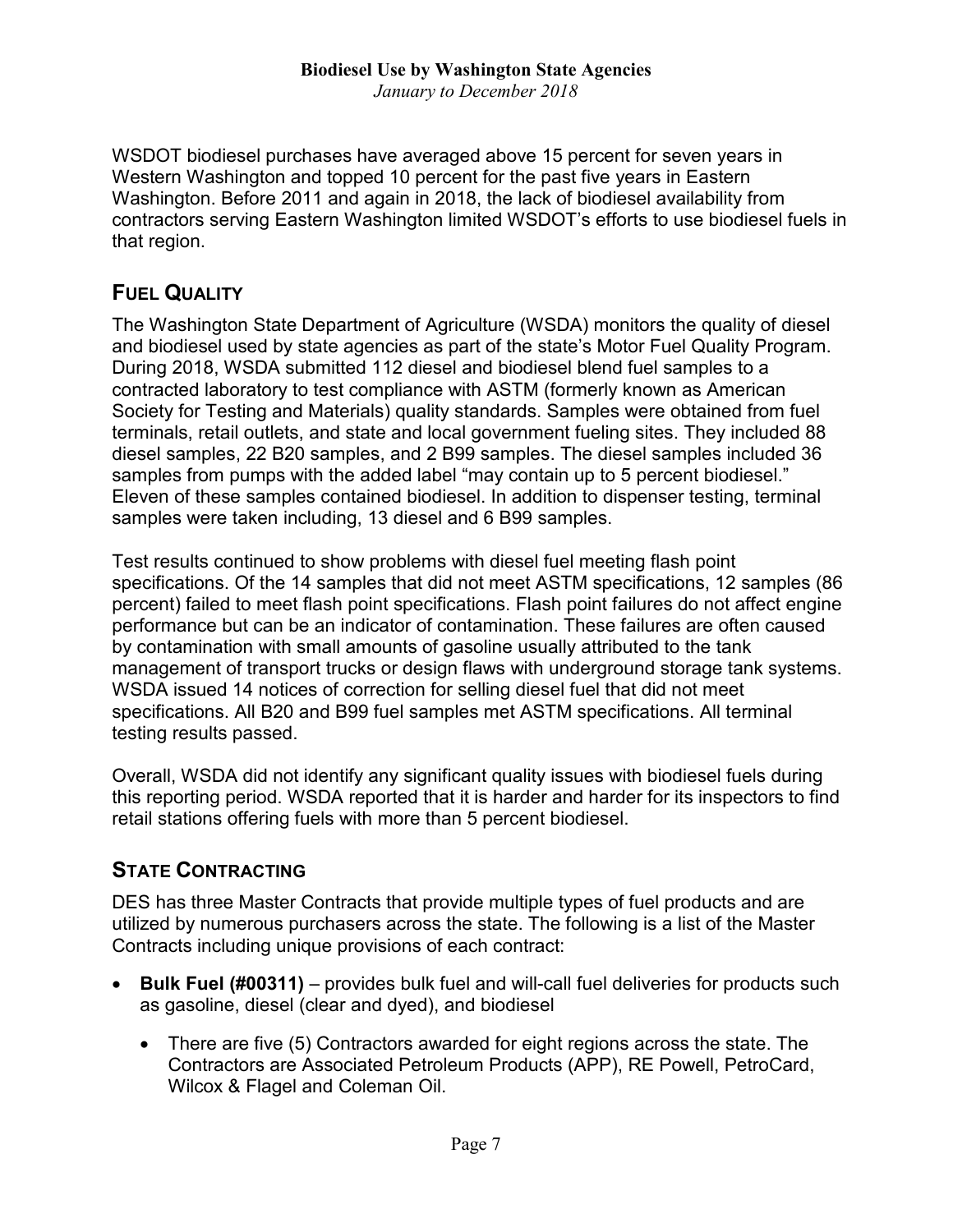WSDOT biodiesel purchases have averaged above 15 percent for seven years in Western Washington and topped 10 percent for the past five years in Eastern Washington. Before 2011 and again in 2018, the lack of biodiesel availability from contractors serving Eastern Washington limited WSDOT's efforts to use biodiesel fuels in that region.

## FUEL QUALITY

The Washington State Department of Agriculture (WSDA) monitors the quality of diesel and biodiesel used by state agencies as part of the state's Motor Fuel Quality Program. During 2018, WSDA submitted 112 diesel and biodiesel blend fuel samples to a contracted laboratory to test compliance with ASTM (formerly known as American Society for Testing and Materials) quality standards. Samples were obtained from fuel terminals, retail outlets, and state and local government fueling sites. They included 88 diesel samples, 22 B20 samples, and 2 B99 samples. The diesel samples included 36 samples from pumps with the added label "may contain up to 5 percent biodiesel." Eleven of these samples contained biodiesel. In addition to dispenser testing, terminal samples were taken including, 13 diesel and 6 B99 samples.

Test results continued to show problems with diesel fuel meeting flash point specifications. Of the 14 samples that did not meet ASTM specifications, 12 samples (86 percent) failed to meet flash point specifications. Flash point failures do not affect engine performance but can be an indicator of contamination. These failures are often caused by contamination with small amounts of gasoline usually attributed to the tank management of transport trucks or design flaws with underground storage tank systems. WSDA issued 14 notices of correction for selling diesel fuel that did not meet specifications. All B20 and B99 fuel samples met ASTM specifications. All terminal testing results passed.

Overall, WSDA did not identify any significant quality issues with biodiesel fuels during this reporting period. WSDA reported that it is harder and harder for its inspectors to find retail stations offering fuels with more than 5 percent biodiesel.

## STATE CONTRACTING

DES has three Master Contracts that provide multiple types of fuel products and are utilized by numerous purchasers across the state. The following is a list of the Master Contracts including unique provisions of each contract:

- **Bulk Fuel (#00311)** – provides bulk fuel and will-call fuel deliveries for products such as gasoline, diesel (clear and dyed), and biodiesel
  - There are five (5) Contractors awarded for eight regions across the state. The Contractors are Associated Petroleum Products (APP), RE Powell, PetroCard, Wilcox & Flagel and Coleman Oil.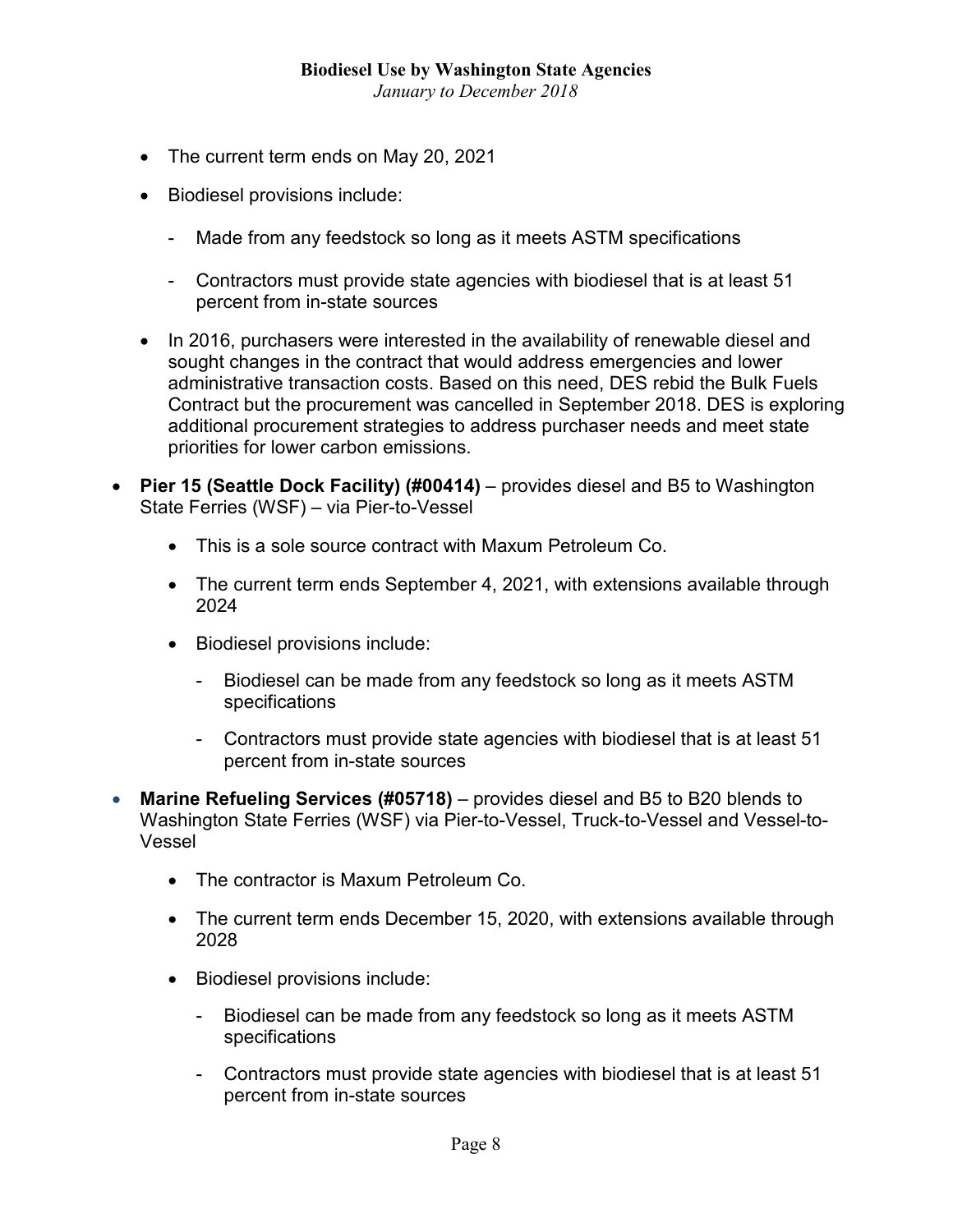- The current term ends on May 20, 2021
- Biodiesel provisions include:
    - Made from any feedstock so long as it meets ASTM specifications
    - Contractors must provide state agencies with biodiesel that is at least 51 percent from in-state sources
- In 2016, purchasers were interested in the availability of renewable diesel and sought changes in the contract that would address emergencies and lower administrative transaction costs. Based on this need, DES rebid the Bulk Fuels Contract but the procurement was cancelled in September 2018. DES is exploring additional procurement strategies to address purchaser needs and meet state priorities for lower carbon emissions.

- **Pier 15 (Seattle Dock Facility) (#00414)** – provides diesel and B5 to Washington State Ferries (WSF) – via Pier-to-Vessel
    - This is a sole source contract with Maxum Petroleum Co.
    - The current term ends September 4, 2021, with extensions available through 2024
    - Biodiesel provisions include:
        - Biodiesel can be made from any feedstock so long as it meets ASTM specifications
        - Contractors must provide state agencies with biodiesel that is at least 51 percent from in-state sources
- **Marine Refueling Services (#05718)** – provides diesel and B5 to B20 blends to Washington State Ferries (WSF) via Pier-to-Vessel, Truck-to-Vessel and Vessel-to-Vessel
    - The contractor is Maxum Petroleum Co.
    - The current term ends December 15, 2020, with extensions available through 2028
    - Biodiesel provisions include:
        - Biodiesel can be made from any feedstock so long as it meets ASTM specifications
        - Contractors must provide state agencies with biodiesel that is at least 51 percent from in-state sources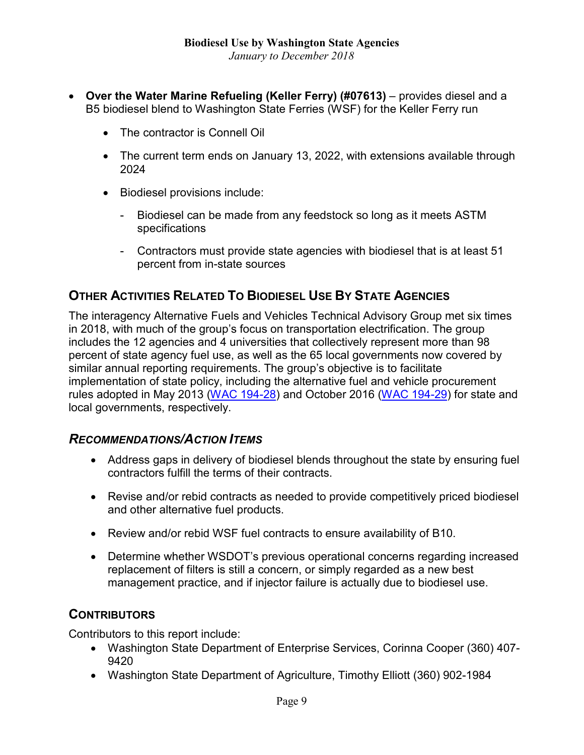- **Over the Water Marine Refueling (Keller Ferry) (#07613)** – provides diesel and a B5 biodiesel blend to Washington State Ferries (WSF) for the Keller Ferry run
  - The contractor is Connell Oil
  - The current term ends on January 13, 2022, with extensions available through 2024
  - Biodiesel provisions include:
    - Biodiesel can be made from any feedstock so long as it meets ASTM specifications
    - Contractors must provide state agencies with biodiesel that is at least 51 percent from in-state sources

## Other Activities Related To Biodiesel Use By State Agencies

The interagency Alternative Fuels and Vehicles Technical Advisory Group met six times in 2018, with much of the group's focus on transportation electrification. The group includes the 12 agencies and 4 universities that collectively represent more than 98 percent of state agency fuel use, as well as the 65 local governments now covered by similar annual reporting requirements. The group's objective is to facilitate implementation of state policy, including the alternative fuel and vehicle procurement rules adopted in May 2013 (WAC 194-28) and October 2016 (WAC 194-29) for state and local governments, respectively.

### *Recommendations/Action Items*

- Address gaps in delivery of biodiesel blends throughout the state by ensuring fuel contractors fulfill the terms of their contracts.
- Revise and/or rebid contracts as needed to provide competitively priced biodiesel and other alternative fuel products.
- Review and/or rebid WSF fuel contracts to ensure availability of B10.
- Determine whether WSDOT's previous operational concerns regarding increased replacement of filters is still a concern, or simply regarded as a new best management practice, and if injector failure is actually due to biodiesel use.

## Contributors

Contributors to this report include:

- Washington State Department of Enterprise Services, Corinna Cooper (360) 407-9420
- Washington State Department of Agriculture, Timothy Elliott (360) 902-1984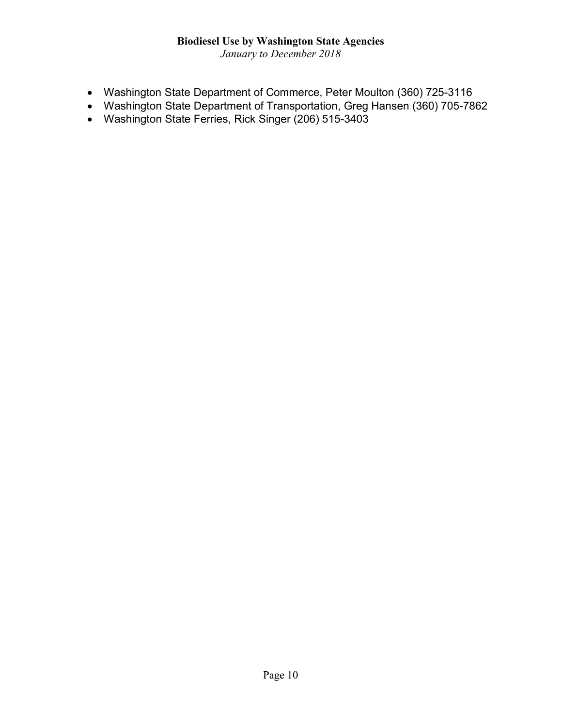- Washington State Department of Commerce, Peter Moulton (360) 725-3116
- Washington State Department of Transportation, Greg Hansen (360) 705-7862
- Washington State Ferries, Rick Singer (206) 515-3403